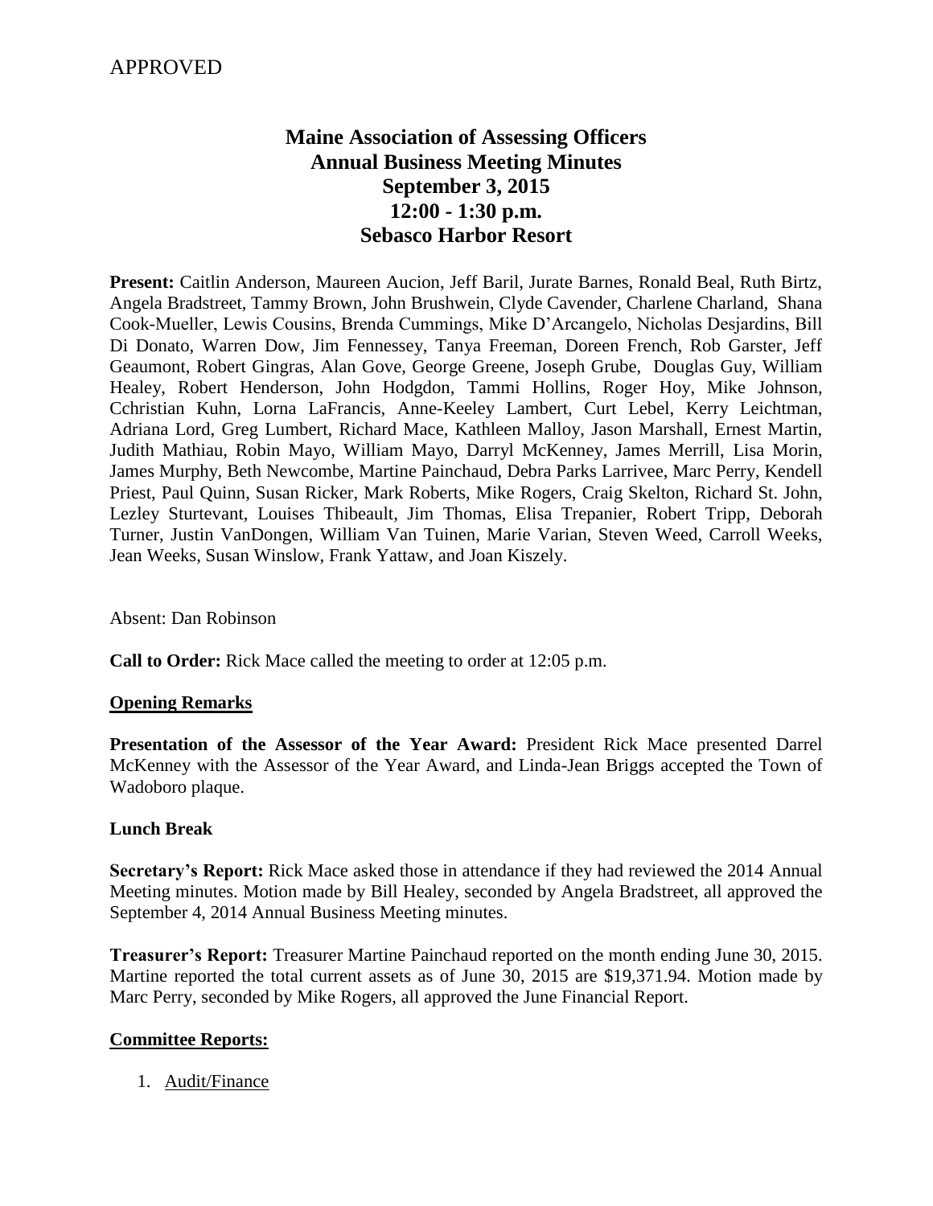APPROVED

# Maine Association of Assessing Officers
## Annual Business Meeting Minutes
## September 3, 2015
## 12:00 - 1:30 p.m.
## Sebasco Harbor Resort

**Present:** Caitlin Anderson, Maureen Aucion, Jeff Baril, Jurate Barnes, Ronald Beal, Ruth Birtz, Angela Bradstreet, Tammy Brown, John Brushwein, Clyde Cavender, Charlene Charland, Shana Cook-Mueller, Lewis Cousins, Brenda Cummings, Mike D'Arcangelo, Nicholas Desjardins, Bill Di Donato, Warren Dow, Jim Fennessey, Tanya Freeman, Doreen French, Rob Garster, Jeff Geaumont, Robert Gingras, Alan Gove, George Greene, Joseph Grube, Douglas Guy, William Healey, Robert Henderson, John Hodgdon, Tammi Hollins, Roger Hoy, Mike Johnson, Cchristian Kuhn, Lorna LaFrancis, Anne-Keeley Lambert, Curt Lebel, Kerry Leichtman, Adriana Lord, Greg Lumbert, Richard Mace, Kathleen Malloy, Jason Marshall, Ernest Martin, Judith Mathiau, Robin Mayo, William Mayo, Darryl McKenney, James Merrill, Lisa Morin, James Murphy, Beth Newcombe, Martine Painchaud, Debra Parks Larrivee, Marc Perry, Kendell Priest, Paul Quinn, Susan Ricker, Mark Roberts, Mike Rogers, Craig Skelton, Richard St. John, Lezley Sturtevant, Louises Thibeault, Jim Thomas, Elisa Trepanier, Robert Tripp, Deborah Turner, Justin VanDongen, William Van Tuinen, Marie Varian, Steven Weed, Carroll Weeks, Jean Weeks, Susan Winslow, Frank Yattaw, and Joan Kiszely.

Absent: Dan Robinson

**Call to Order:** Rick Mace called the meeting to order at 12:05 p.m.

**Opening Remarks**

**Presentation of the Assessor of the Year Award:** President Rick Mace presented Darrel McKenney with the Assessor of the Year Award, and Linda-Jean Briggs accepted the Town of Wadoboro plaque.

**Lunch Break**

**Secretary's Report:** Rick Mace asked those in attendance if they had reviewed the 2014 Annual Meeting minutes. Motion made by Bill Healey, seconded by Angela Bradstreet, all approved the September 4, 2014 Annual Business Meeting minutes.

**Treasurer's Report:** Treasurer Martine Painchaud reported on the month ending June 30, 2015. Martine reported the total current assets as of June 30, 2015 are $19,371.94. Motion made by Marc Perry, seconded by Mike Rogers, all approved the June Financial Report.

**Committee Reports:**

1. Audit/Finance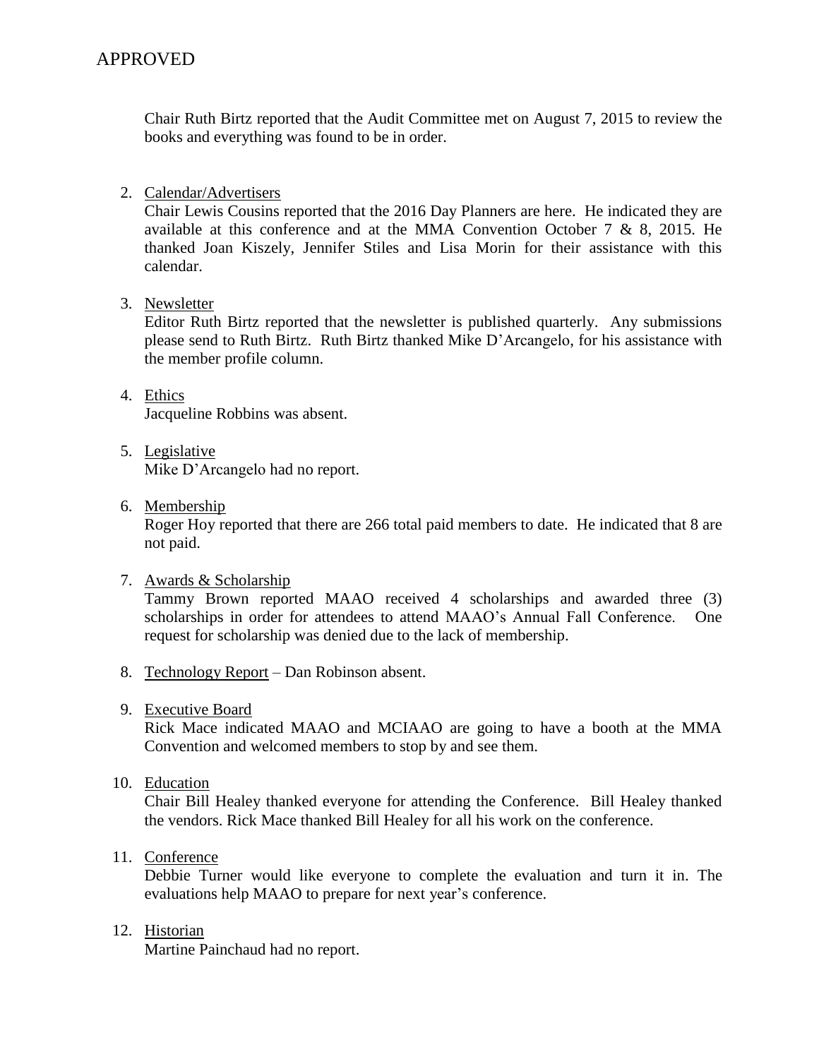APPROVED

Chair Ruth Birtz reported that the Audit Committee met on August 7, 2015 to review the books and everything was found to be in order.

2. Calendar/Advertisers
   Chair Lewis Cousins reported that the 2016 Day Planners are here. He indicated they are available at this conference and at the MMA Convention October 7 & 8, 2015. He thanked Joan Kiszely, Jennifer Stiles and Lisa Morin for their assistance with this calendar.

3. Newsletter
   Editor Ruth Birtz reported that the newsletter is published quarterly. Any submissions please send to Ruth Birtz. Ruth Birtz thanked Mike D'Arcangelo, for his assistance with the member profile column.

4. Ethics
   Jacqueline Robbins was absent.

5. Legislative
   Mike D'Arcangelo had no report.

6. Membership
   Roger Hoy reported that there are 266 total paid members to date. He indicated that 8 are not paid.

7. Awards & Scholarship
   Tammy Brown reported MAAO received 4 scholarships and awarded three (3) scholarships in order for attendees to attend MAAO's Annual Fall Conference. One request for scholarship was denied due to the lack of membership.

8. Technology Report – Dan Robinson absent.

9. Executive Board
   Rick Mace indicated MAAO and MCIAAO are going to have a booth at the MMA Convention and welcomed members to stop by and see them.

10. Education
    Chair Bill Healey thanked everyone for attending the Conference. Bill Healey thanked the vendors. Rick Mace thanked Bill Healey for all his work on the conference.

11. Conference
    Debbie Turner would like everyone to complete the evaluation and turn it in. The evaluations help MAAO to prepare for next year's conference.

12. Historian
    Martine Painchaud had no report.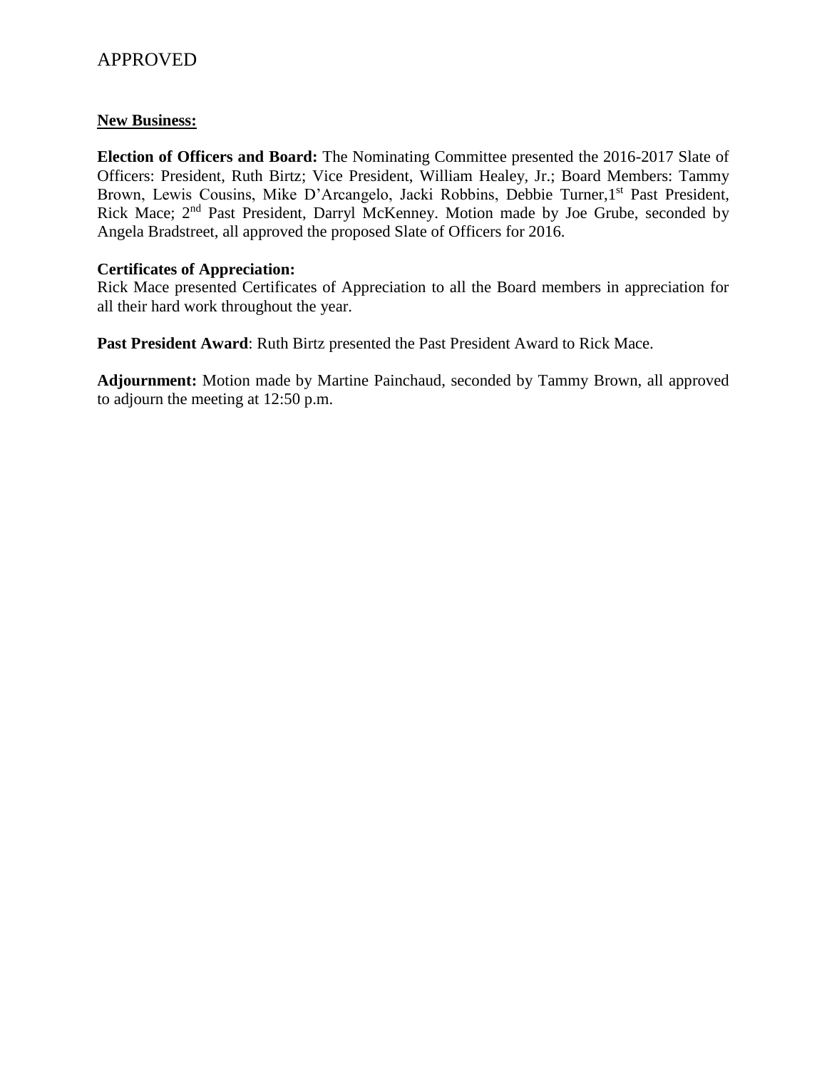APPROVED

**New Business:**

**Election of Officers and Board:** The Nominating Committee presented the 2016-2017 Slate of Officers: President, Ruth Birtz; Vice President, William Healey, Jr.; Board Members: Tammy Brown, Lewis Cousins, Mike D'Arcangelo, Jacki Robbins, Debbie Turner, 1st Past President, Rick Mace; 2nd Past President, Darryl McKenney. Motion made by Joe Grube, seconded by Angela Bradstreet, all approved the proposed Slate of Officers for 2016.

**Certificates of Appreciation:**
Rick Mace presented Certificates of Appreciation to all the Board members in appreciation for all their hard work throughout the year.

**Past President Award**: Ruth Birtz presented the Past President Award to Rick Mace.

**Adjournment:** Motion made by Martine Painchaud, seconded by Tammy Brown, all approved to adjourn the meeting at 12:50 p.m.